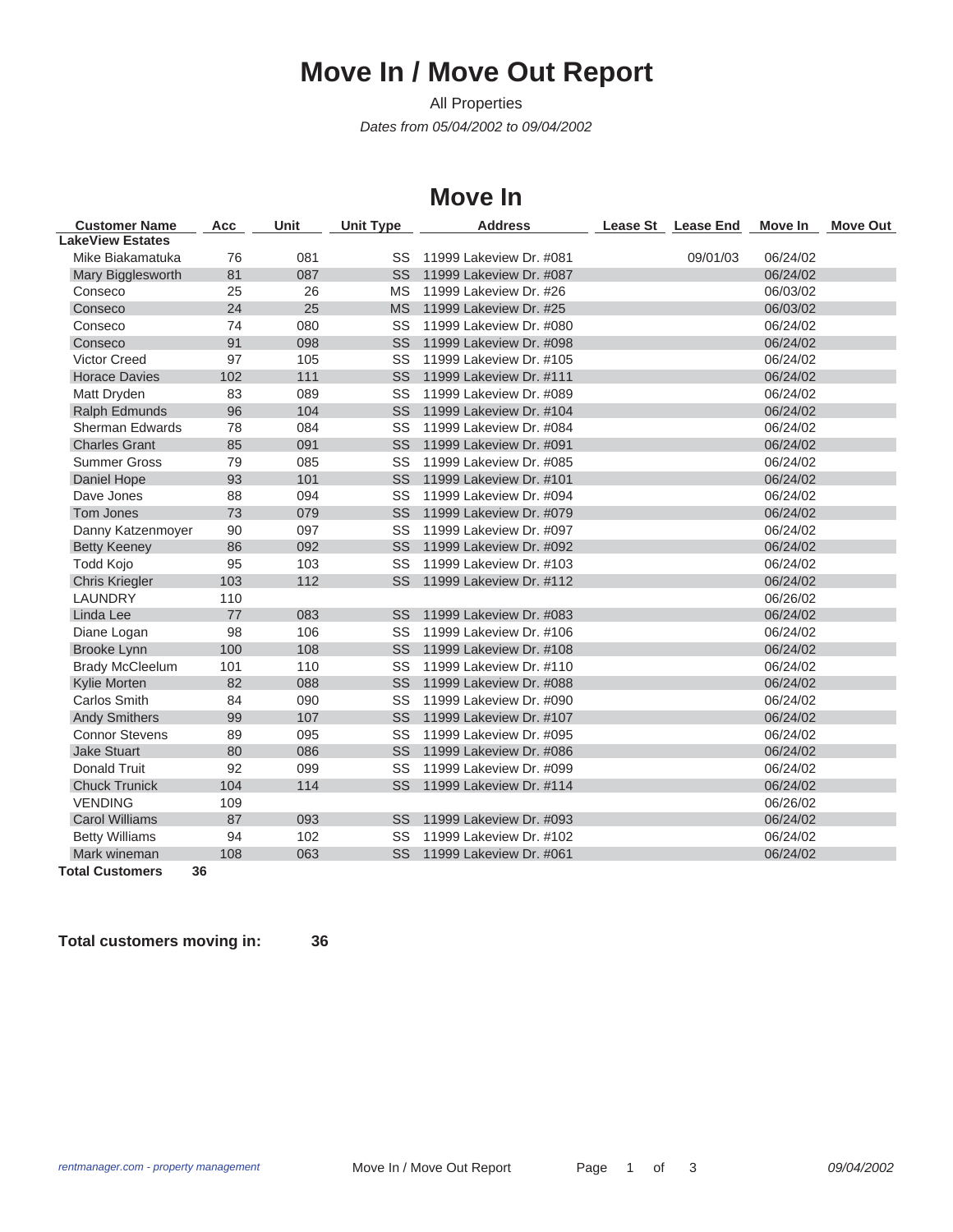# Move In / Move Out Report

All Properties

*Dates from 05/04/2002 to 09/04/2002*

## Move In

| Customer Name | Acc | Unit | Unit Type | Address | Lease St | Lease End | Move In | Move Out |
|---|---|---|---|---|---|---|---|---|
| **LakeView Estates** | | | | | | | | |
| Mike Biakamatuka | 76 | 081 | SS | 11999 Lakeview Dr. #081 | | 09/01/03 | 06/24/02 | |
| Mary Bigglesworth | 81 | 087 | SS | 11999 Lakeview Dr. #087 | | | 06/24/02 | |
| Conseco | 25 | 26 | MS | 11999 Lakeview Dr. #26 | | | 06/03/02 | |
| Conseco | 24 | 25 | MS | 11999 Lakeview Dr. #25 | | | 06/03/02 | |
| Conseco | 74 | 080 | SS | 11999 Lakeview Dr. #080 | | | 06/24/02 | |
| Conseco | 91 | 098 | SS | 11999 Lakeview Dr. #098 | | | 06/24/02 | |
| Victor Creed | 97 | 105 | SS | 11999 Lakeview Dr. #105 | | | 06/24/02 | |
| Horace Davies | 102 | 111 | SS | 11999 Lakeview Dr. #111 | | | 06/24/02 | |
| Matt Dryden | 83 | 089 | SS | 11999 Lakeview Dr. #089 | | | 06/24/02 | |
| Ralph Edmunds | 96 | 104 | SS | 11999 Lakeview Dr. #104 | | | 06/24/02 | |
| Sherman Edwards | 78 | 084 | SS | 11999 Lakeview Dr. #084 | | | 06/24/02 | |
| Charles Grant | 85 | 091 | SS | 11999 Lakeview Dr. #091 | | | 06/24/02 | |
| Summer Gross | 79 | 085 | SS | 11999 Lakeview Dr. #085 | | | 06/24/02 | |
| Daniel Hope | 93 | 101 | SS | 11999 Lakeview Dr. #101 | | | 06/24/02 | |
| Dave Jones | 88 | 094 | SS | 11999 Lakeview Dr. #094 | | | 06/24/02 | |
| Tom Jones | 73 | 079 | SS | 11999 Lakeview Dr. #079 | | | 06/24/02 | |
| Danny Katzenmoyer | 90 | 097 | SS | 11999 Lakeview Dr. #097 | | | 06/24/02 | |
| Betty Keeney | 86 | 092 | SS | 11999 Lakeview Dr. #092 | | | 06/24/02 | |
| Todd Kojo | 95 | 103 | SS | 11999 Lakeview Dr. #103 | | | 06/24/02 | |
| Chris Kriegler | 103 | 112 | SS | 11999 Lakeview Dr. #112 | | | 06/24/02 | |
| LAUNDRY | 110 | | | | | | 06/26/02 | |
| Linda Lee | 77 | 083 | SS | 11999 Lakeview Dr. #083 | | | 06/24/02 | |
| Diane Logan | 98 | 106 | SS | 11999 Lakeview Dr. #106 | | | 06/24/02 | |
| Brooke Lynn | 100 | 108 | SS | 11999 Lakeview Dr. #108 | | | 06/24/02 | |
| Brady McCleelum | 101 | 110 | SS | 11999 Lakeview Dr. #110 | | | 06/24/02 | |
| Kylie Morten | 82 | 088 | SS | 11999 Lakeview Dr. #088 | | | 06/24/02 | |
| Carlos Smith | 84 | 090 | SS | 11999 Lakeview Dr. #090 | | | 06/24/02 | |
| Andy Smithers | 99 | 107 | SS | 11999 Lakeview Dr. #107 | | | 06/24/02 | |
| Connor Stevens | 89 | 095 | SS | 11999 Lakeview Dr. #095 | | | 06/24/02 | |
| Jake Stuart | 80 | 086 | SS | 11999 Lakeview Dr. #086 | | | 06/24/02 | |
| Donald Truit | 92 | 099 | SS | 11999 Lakeview Dr. #099 | | | 06/24/02 | |
| Chuck Trunick | 104 | 114 | SS | 11999 Lakeview Dr. #114 | | | 06/24/02 | |
| VENDING | 109 | | | | | | 06/26/02 | |
| Carol Williams | 87 | 093 | SS | 11999 Lakeview Dr. #093 | | | 06/24/02 | |
| Betty Williams | 94 | 102 | SS | 11999 Lakeview Dr. #102 | | | 06/24/02 | |
| Mark wineman | 108 | 063 | SS | 11999 Lakeview Dr. #061 | | | 06/24/02 | |
| **Total Customers** | **36** | | | | | | | |

**Total customers moving in: 36**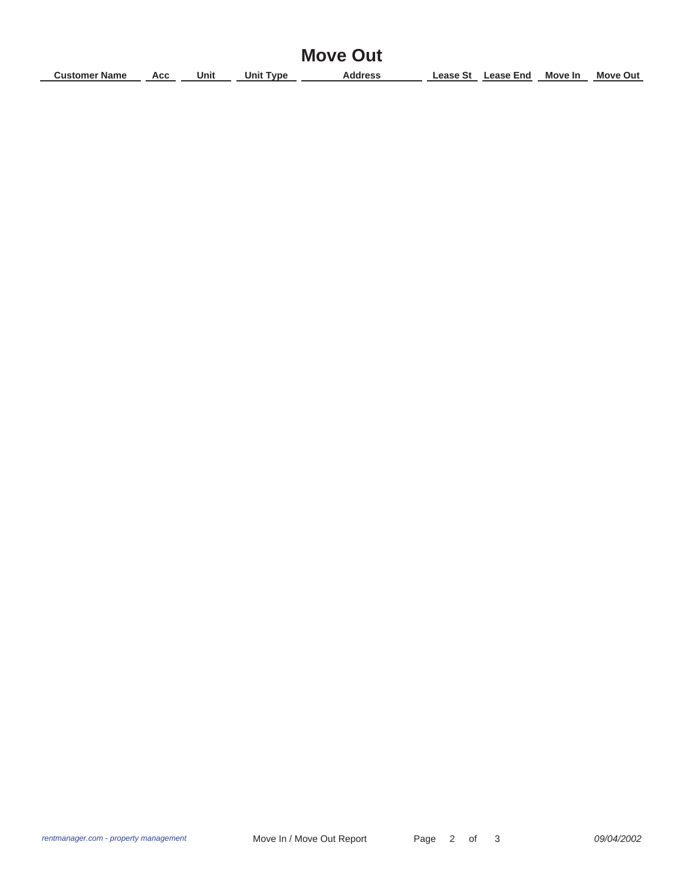# Move Out

| Customer Name | Acc | Unit | Unit Type | Address | Lease St | Lease End | Move In | Move Out |
|---|---|---|---|---|---|---|---|---|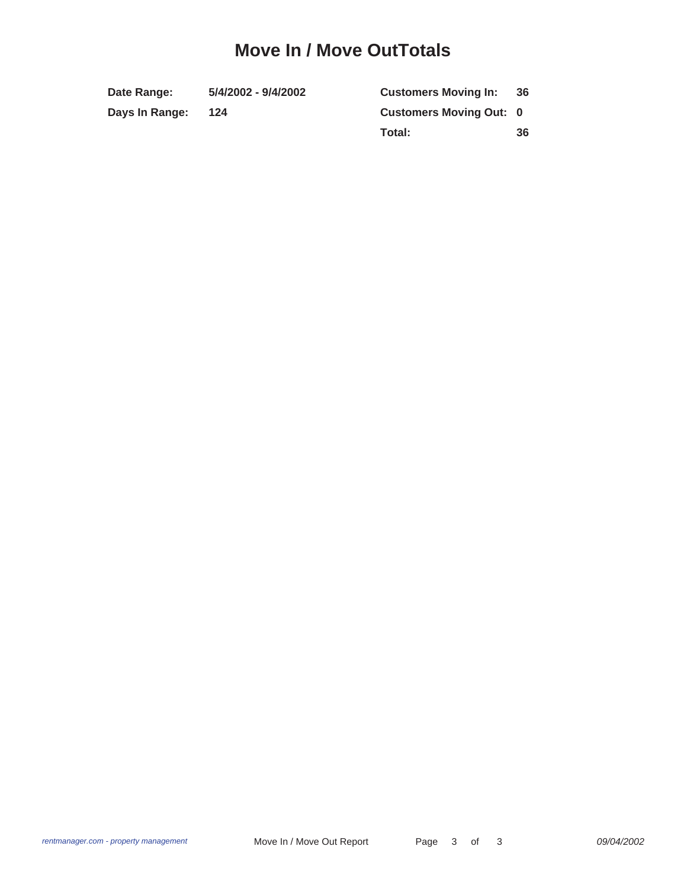# Move In / Move OutTotals

| | | | |
|---|---|---|---|
| **Date Range:** | **5/4/2002 - 9/4/2002** | **Customers Moving In:** | **36** |
| **Days In Range:** | **124** | **Customers Moving Out:** | **0** |
| | | **Total:** | **36** |